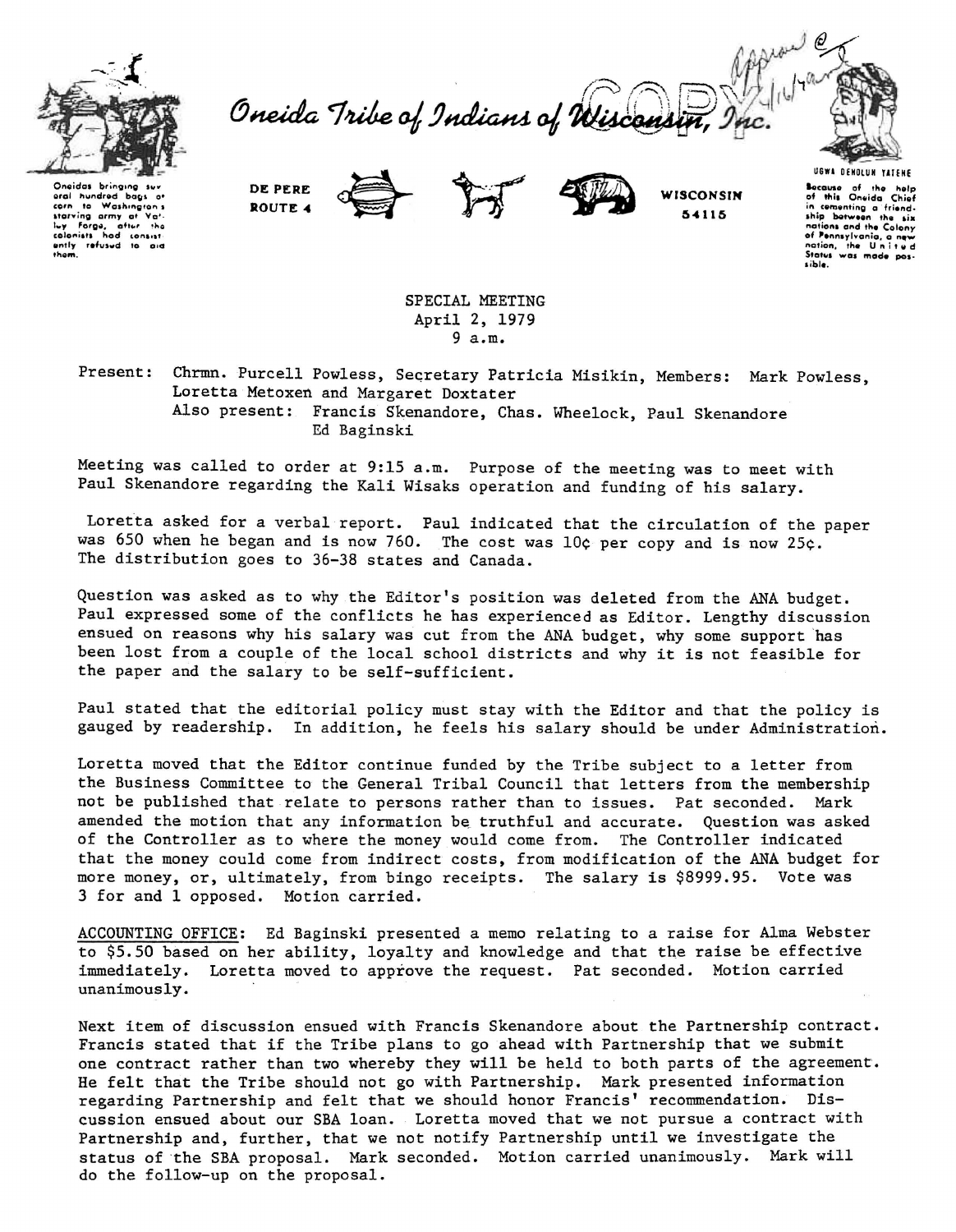Oneidas bringing several hundred bags of corn to Washington's starving army at Valley Forge, after the colonists had consistently refused to aid them.

Oneida Tribe of Indians of Wisconsin, Inc.

DE PERE
ROUTE 4

WISCONSIN
54115

UGWA DEHOLUH YATENE
Because of the help of this Oneida Chief in cementing a friendship between the six nations and the Colony of Pennsylvania, a new nation, the United States was made possible.

SPECIAL MEETING
April 2, 1979
9 a.m.

Present: Chrmn. Purcell Powless, Secretary Patricia Misikin, Members: Mark Powless, Loretta Metoxen and Margaret Doxtater
Also present: Francis Skenandore, Chas. Wheelock, Paul Skenandore
Ed Baginski

Meeting was called to order at 9:15 a.m. Purpose of the meeting was to meet with Paul Skenandore regarding the Kali Wisaks operation and funding of his salary.

Loretta asked for a verbal report. Paul indicated that the circulation of the paper was 650 when he began and is now 760. The cost was 10¢ per copy and is now 25¢. The distribution goes to 36-38 states and Canada.

Question was asked as to why the Editor's position was deleted from the ANA budget. Paul expressed some of the conflicts he has experienced as Editor. Lengthy discussion ensued on reasons why his salary was cut from the ANA budget, why some support has been lost from a couple of the local school districts and why it is not feasible for the paper and the salary to be self-sufficient.

Paul stated that the editorial policy must stay with the Editor and that the policy is gauged by readership. In addition, he feels his salary should be under Administration.

Loretta moved that the Editor continue funded by the Tribe subject to a letter from the Business Committee to the General Tribal Council that letters from the membership not be published that relate to persons rather than to issues. Pat seconded. Mark amended the motion that any information be truthful and accurate. Question was asked of the Controller as to where the money would come from. The Controller indicated that the money could come from indirect costs, from modification of the ANA budget for more money, or, ultimately, from bingo receipts. The salary is $8999.95. Vote was 3 for and 1 opposed. Motion carried.

ACCOUNTING OFFICE: Ed Baginski presented a memo relating to a raise for Alma Webster to $5.50 based on her ability, loyalty and knowledge and that the raise be effective immediately. Loretta moved to approve the request. Pat seconded. Motion carried unanimously.

Next item of discussion ensued with Francis Skenandore about the Partnership contract. Francis stated that if the Tribe plans to go ahead with Partnership that we submit one contract rather than two whereby they will be held to both parts of the agreement. He felt that the Tribe should not go with Partnership. Mark presented information regarding Partnership and felt that we should honor Francis' recommendation. Discussion ensued about our SBA loan. Loretta moved that we not pursue a contract with Partnership and, further, that we not notify Partnership until we investigate the status of the SBA proposal. Mark seconded. Motion carried unanimously. Mark will do the follow-up on the proposal.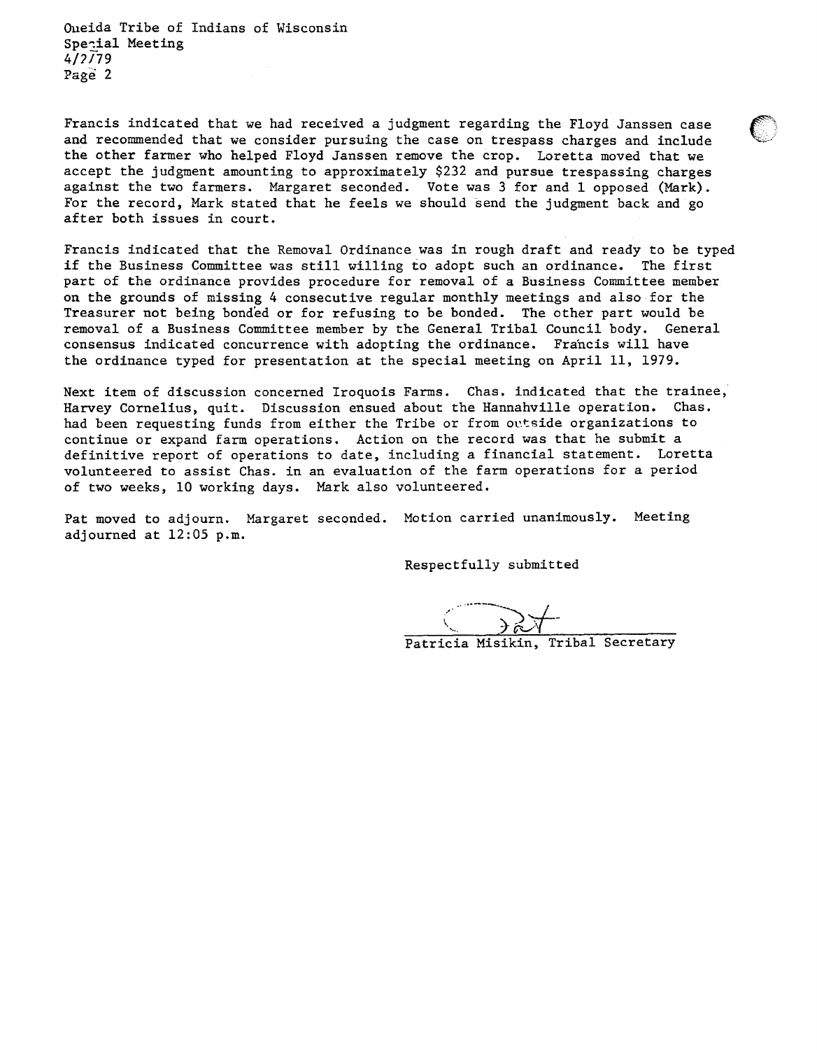Francis indicated that we had received a judgment regarding the Floyd Janssen case and recommended that we consider pursuing the case on trespass charges and include the other farmer who helped Floyd Janssen remove the crop. Loretta moved that we accept the judgment amounting to approximately $232 and pursue trespassing charges against the two farmers. Margaret seconded. Vote was 3 for and 1 opposed (Mark). For the record, Mark stated that he feels we should send the judgment back and go after both issues in court.

Francis indicated that the Removal Ordinance was in rough draft and ready to be typed if the Business Committee was still willing to adopt such an ordinance. The first part of the ordinance provides procedure for removal of a Business Committee member on the grounds of missing 4 consecutive regular monthly meetings and also for the Treasurer not being bonded or for refusing to be bonded. The other part would be removal of a Business Committee member by the General Tribal Council body. General consensus indicated concurrence with adopting the ordinance. Francis will have the ordinance typed for presentation at the special meeting on April 11, 1979.

Next item of discussion concerned Iroquois Farms. Chas. indicated that the trainee, Harvey Cornelius, quit. Discussion ensued about the Hannahville operation. Chas. had been requesting funds from either the Tribe or from outside organizations to continue or expand farm operations. Action on the record was that he submit a definitive report of operations to date, including a financial statement. Loretta volunteered to assist Chas. in an evaluation of the farm operations for a period of two weeks, 10 working days. Mark also volunteered.

Pat moved to adjourn. Margaret seconded. Motion carried unanimously. Meeting adjourned at 12:05 p.m.

Respectfully submitted

Patricia Misikin, Tribal Secretary